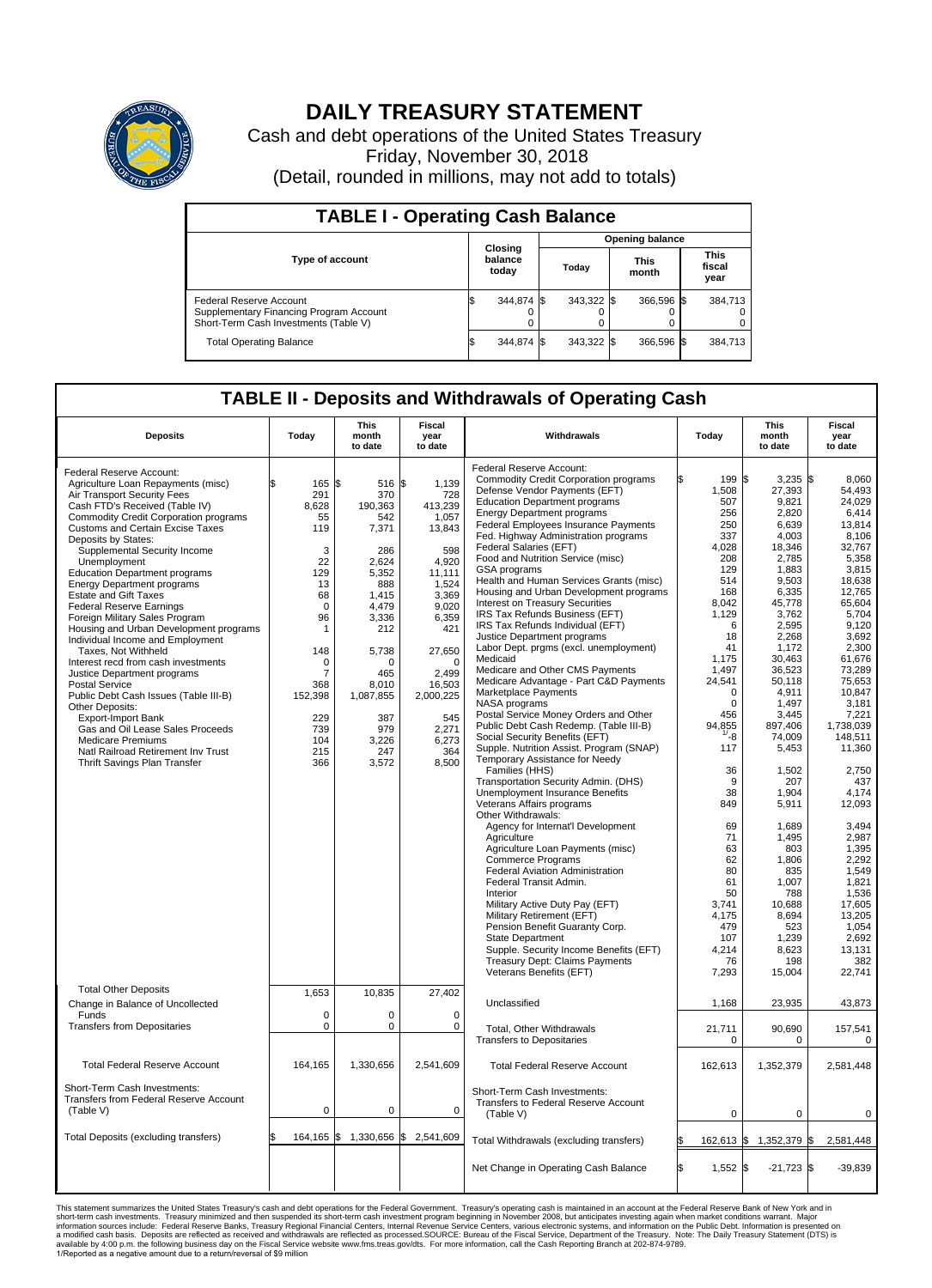# DAILY TREASURY STATEMENT

Cash and debt operations of the United States Treasury

Friday, November 30, 2018

(Detail, rounded in millions, may not add to totals)

## TABLE I - Operating Cash Balance

| Type of account | Closing balance today | Opening balance Today | Opening balance This month | Opening balance This fiscal year |
|---|---|---|---|---|
| Federal Reserve Account | $ 344,874 | $ 343,322 | $ 366,596 | $ 384,713 |
| Supplementary Financing Program Account | 0 | 0 | 0 | 0 |
| Short-Term Cash Investments (Table V) | 0 | 0 | 0 | 0 |
| Total Operating Balance | $ 344,874 | $ 343,322 | $ 366,596 | $ 384,713 |

## TABLE II - Deposits and Withdrawals of Operating Cash

| Deposits | Today | This month to date | Fiscal year to date |
|---|---|---|---|
| Federal Reserve Account: | | | |
| Agriculture Loan Repayments (misc) | $ 165 | $ 516 | $ 1,139 |
| Air Transport Security Fees | 291 | 370 | 728 |
| Cash FTD's Received (Table IV) | 8,628 | 190,363 | 413,239 |
| Commodity Credit Corporation programs | 55 | 542 | 1,057 |
| Customs and Certain Excise Taxes | 119 | 7,371 | 13,843 |
| Deposits by States: | | | |
| Supplemental Security Income | 3 | 286 | 598 |
| Unemployment | 22 | 2,624 | 4,920 |
| Education Department programs | 129 | 5,352 | 11,111 |
| Energy Department programs | 13 | 888 | 1,524 |
| Estate and Gift Taxes | 68 | 1,415 | 3,369 |
| Federal Reserve Earnings | 0 | 4,479 | 9,020 |
| Foreign Military Sales Program | 96 | 3,336 | 6,359 |
| Housing and Urban Development programs | 1 | 212 | 421 |
| Individual Income and Employment Taxes, Not Withheld | 148 | 5,738 | 27,650 |
| Interest recd from cash investments | 0 | 0 | 0 |
| Justice Department programs | 7 | 465 | 2,499 |
| Postal Service | 368 | 8,010 | 16,503 |
| Public Debt Cash Issues (Table III-B) | 152,398 | 1,087,855 | 2,000,225 |
| Other Deposits: | | | |
| Export-Import Bank | 229 | 387 | 545 |
| Gas and Oil Lease Sales Proceeds | 739 | 979 | 2,271 |
| Medicare Premiums | 104 | 3,226 | 6,273 |
| Natl Railroad Retirement Inv Trust | 215 | 247 | 364 |
| Thrift Savings Plan Transfer | 366 | 3,572 | 8,500 |
| Total Other Deposits | 1,653 | 10,835 | 27,402 |
| Change in Balance of Uncollected Funds | 0 | 0 | 0 |
| Transfers from Depositaries | 0 | 0 | 0 |
| Total Federal Reserve Account | 164,165 | 1,330,656 | 2,541,609 |
| Short-Term Cash Investments: Transfers from Federal Reserve Account (Table V) | 0 | 0 | 0 |
| Total Deposits (excluding transfers) | $ 164,165 | $ 1,330,656 | $ 2,541,609 |

| Withdrawals | Today | This month to date | Fiscal year to date |
|---|---|---|---|
| Federal Reserve Account: | | | |
| Commodity Credit Corporation programs | $ 199 | $ 3,235 | $ 8,060 |
| Defense Vendor Payments (EFT) | 1,508 | 27,393 | 54,493 |
| Education Department programs | 507 | 9,821 | 24,029 |
| Energy Department programs | 256 | 2,820 | 6,414 |
| Federal Employees Insurance Payments | 250 | 6,639 | 13,814 |
| Fed. Highway Administration programs | 337 | 4,003 | 8,106 |
| Federal Salaries (EFT) | 4,028 | 18,346 | 32,767 |
| Food and Nutrition Service (misc) | 208 | 2,785 | 5,358 |
| GSA programs | 129 | 1,883 | 3,815 |
| Health and Human Services Grants (misc) | 514 | 9,503 | 18,638 |
| Housing and Urban Development programs | 168 | 6,335 | 12,765 |
| Interest on Treasury Securities | 8,042 | 45,778 | 65,604 |
| IRS Tax Refunds Business (EFT) | 1,129 | 3,762 | 5,704 |
| IRS Tax Refunds Individual (EFT) | 6 | 2,595 | 9,120 |
| Justice Department programs | 18 | 2,268 | 3,692 |
| Labor Dept. prgms (excl. unemployment) | 41 | 1,172 | 2,300 |
| Medicaid | 1,175 | 30,463 | 61,676 |
| Medicare and Other CMS Payments | 1,497 | 36,523 | 73,289 |
| Medicare Advantage - Part C&D Payments | 24,541 | 50,118 | 75,653 |
| Marketplace Payments | 0 | 4,911 | 10,847 |
| NASA programs | 0 | 1,497 | 3,181 |
| Postal Service Money Orders and Other | 456 | 3,445 | 7,221 |
| Public Debt Cash Redemp. (Table III-B) | 94,855 | 897,406 | 1,738,039 |
| Social Security Benefits (EFT) | [1/] -8 | 74,009 | 148,511 |
| Supple. Nutrition Assist. Program (SNAP) | 117 | 5,453 | 11,360 |
| Temporary Assistance for Needy Families (HHS) | 36 | 1,502 | 2,750 |
| Transportation Security Admin. (DHS) | 9 | 207 | 437 |
| Unemployment Insurance Benefits | 38 | 1,904 | 4,174 |
| Veterans Affairs programs | 849 | 5,911 | 12,093 |
| Other Withdrawals: | | | |
| Agency for Internat'l Development | 69 | 1,689 | 3,494 |
| Agriculture | 71 | 1,495 | 2,987 |
| Agriculture Loan Payments (misc) | 63 | 803 | 1,395 |
| Commerce Programs | 62 | 1,806 | 2,292 |
| Federal Aviation Administration | 80 | 835 | 1,549 |
| Federal Transit Admin. | 61 | 1,007 | 1,821 |
| Interior | 50 | 788 | 1,536 |
| Military Active Duty Pay (EFT) | 3,741 | 10,688 | 17,605 |
| Military Retirement (EFT) | 4,175 | 8,694 | 13,205 |
| Pension Benefit Guaranty Corp. | 479 | 523 | 1,054 |
| State Department | 107 | 1,239 | 2,692 |
| Supple. Security Income Benefits (EFT) | 4,214 | 8,623 | 13,131 |
| Treasury Dept: Claims Payments | 76 | 198 | 382 |
| Veterans Benefits (EFT) | 7,293 | 15,004 | 22,741 |
| Unclassified | 1,168 | 23,935 | 43,873 |
| Total, Other Withdrawals | 21,711 | 90,690 | 157,541 |
| Transfers to Depositaries | 0 | 0 | 0 |
| Total Federal Reserve Account | 162,613 | 1,352,379 | 2,581,448 |
| Short-Term Cash Investments: Transfers to Federal Reserve Account (Table V) | 0 | 0 | 0 |
| Total Withdrawals (excluding transfers) | $ 162,613 | $ 1,352,379 | $ 2,581,448 |
| Net Change in Operating Cash Balance | $ 1,552 | $ -21,723 | $ -39,839 |

This statement summarizes the United States Treasury's cash and debt operations for the Federal Government. Treasury's operating cash is maintained in an account at the Federal Reserve Bank of New York and in short-term cash investments. Treasury minimized and then suspended its short-term cash investment program beginning in November 2008, but anticipates investing again when market conditions warrant. Major information sources include: Federal Reserve Banks, Treasury Regional Financial Centers, Internal Revenue Service Centers, various electronic systems, and information on the Public Debt. Information is presented on a modified cash basis. Deposits are reflected as received and withdrawals are reflected as processed.SOURCE: Bureau of the Fiscal Service, Department of the Treasury. Note: The Daily Treasury Statement (DTS) is available by 4:00 p.m. the following business day on the Fiscal Service website www.fms.treas.gov/dts. For more information, call the Cash Reporting Branch at 202-874-9789.

1/Reported as a negative amount due to a return/reversal of $9 million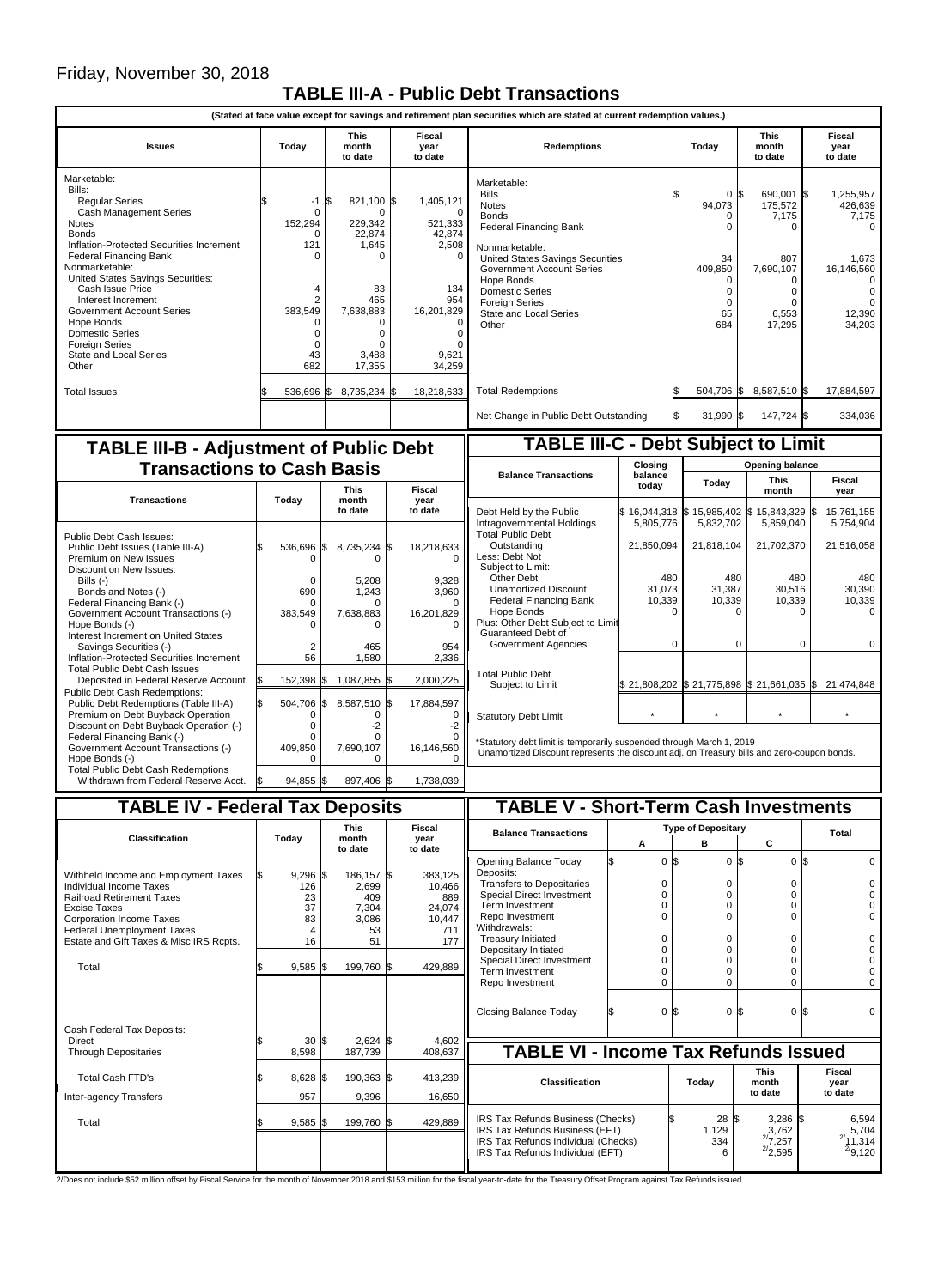Friday, November 30, 2018

# TABLE III-A - Public Debt Transactions

(Stated at face value except for savings and retirement plan securities which are stated at current redemption values.)

| Issues | Today | This month to date | Fiscal year to date |
|---|---|---|---|
| Marketable: | | | |
| Bills: | | | |
| Regular Series | $ -1 | $ 821,100 | $ 1,405,121 |
| Cash Management Series | 0 | 0 | 0 |
| Notes | 152,294 | 229,342 | 521,333 |
| Bonds | 0 | 22,874 | 42,874 |
| Inflation-Protected Securities Increment | 121 | 1,645 | 2,508 |
| Federal Financing Bank | 0 | 0 | 0 |
| Nonmarketable: | | | |
| United States Savings Securities: | | | |
| Cash Issue Price | 4 | 83 | 134 |
| Interest Increment | 2 | 465 | 954 |
| Government Account Series | 383,549 | 7,638,883 | 16,201,829 |
| Hope Bonds | 0 | 0 | 0 |
| Domestic Series | 0 | 0 | 0 |
| Foreign Series | 0 | 0 | 0 |
| State and Local Series | 43 | 3,488 | 9,621 |
| Other | 682 | 17,355 | 34,259 |
| Total Issues | $ 536,696 | $ 8,735,234 | $ 18,218,633 |

| Redemptions | Today | This month to date | Fiscal year to date |
|---|---|---|---|
| Marketable: | | | |
| Bills | $ 0 | $ 690,001 | $ 1,255,957 |
| Notes | 94,073 | 175,572 | 426,639 |
| Bonds | 0 | 7,175 | 7,175 |
| Federal Financing Bank | 0 | 0 | 0 |
| Nonmarketable: | | | |
| United States Savings Securities | 34 | 807 | 1,673 |
| Government Account Series | 409,850 | 7,690,107 | 16,146,560 |
| Hope Bonds | 0 | 0 | 0 |
| Domestic Series | 0 | 0 | 0 |
| Foreign Series | 0 | 0 | 0 |
| State and Local Series | 65 | 6,553 | 12,390 |
| Other | 684 | 17,295 | 34,203 |
| Total Redemptions | $ 504,706 | $ 8,587,510 | $ 17,884,597 |
| Net Change in Public Debt Outstanding | $ 31,990 | $ 147,724 | $ 334,036 |

# TABLE III-B - Adjustment of Public Debt Transactions to Cash Basis

| Transactions | Today | This month to date | Fiscal year to date |
|---|---|---|---|
| Public Debt Cash Issues: | | | |
| Public Debt Issues (Table III-A) | $ 536,696 | $ 8,735,234 | $ 18,218,633 |
| Premium on New Issues | 0 | 0 | 0 |
| Discount on New Issues: | | | |
| Bills (-) | 0 | 5,208 | 9,328 |
| Bonds and Notes (-) | 690 | 1,243 | 3,960 |
| Federal Financing Bank (-) | 0 | 0 | 0 |
| Government Account Transactions (-) | 383,549 | 7,638,883 | 16,201,829 |
| Hope Bonds (-) | 0 | 0 | 0 |
| Interest Increment on United States Savings Securities (-) | 2 | 465 | 954 |
| Inflation-Protected Securities Increment | 56 | 1,580 | 2,336 |
| Total Public Debt Cash Issues Deposited in Federal Reserve Account | $ 152,398 | $ 1,087,855 | $ 2,000,225 |
| Public Debt Cash Redemptions: | | | |
| Public Debt Redemptions (Table III-A) | $ 504,706 | $ 8,587,510 | $ 17,884,597 |
| Premium on Debt Buyback Operation | 0 | 0 | 0 |
| Discount on Debt Buyback Operation (-) | 0 | -2 | -2 |
| Federal Financing Bank (-) | 0 | 0 | 0 |
| Government Account Transactions (-) | 409,850 | 7,690,107 | 16,146,560 |
| Hope Bonds (-) | 0 | 0 | 0 |
| Total Public Debt Cash Redemptions Withdrawn from Federal Reserve Acct. | $ 94,855 | $ 897,406 | $ 1,738,039 |

# TABLE III-C - Debt Subject to Limit

| Balance Transactions | Closing balance today | Opening balance Today | Opening balance This month | Opening balance Fiscal year |
|---|---|---|---|---|
| Debt Held by the Public | $ 16,044,318 | $ 15,985,402 | $ 15,843,329 | $ 15,761,155 |
| Intragovernmental Holdings | 5,805,776 | 5,832,702 | 5,859,040 | 5,754,904 |
| Total Public Debt Outstanding | 21,850,094 | 21,818,104 | 21,702,370 | 21,516,058 |
| Less: Debt Not Subject to Limit: | | | | |
| Other Debt | 480 | 480 | 480 | 480 |
| Unamortized Discount | 31,073 | 31,387 | 30,516 | 30,390 |
| Federal Financing Bank | 10,339 | 10,339 | 10,339 | 10,339 |
| Hope Bonds | 0 | 0 | 0 | 0 |
| Plus: Other Debt Subject to Limit | | | | |
| Guaranteed Debt of Government Agencies | 0 | 0 | 0 | 0 |
| Total Public Debt Subject to Limit | $ 21,808,202 | $ 21,775,898 | $ 21,661,035 | $ 21,474,848 |
| Statutory Debt Limit | * | * | * | * |

*Statutory debt limit is temporarily suspended through March 1, 2019
Unamortized Discount represents the discount adj. on Treasury bills and zero-coupon bonds.

# TABLE IV - Federal Tax Deposits

| Classification | Today | This month to date | Fiscal year to date |
|---|---|---|---|
| Withheld Income and Employment Taxes | $ 9,296 | $ 186,157 | $ 383,125 |
| Individual Income Taxes | 126 | 2,699 | 10,466 |
| Railroad Retirement Taxes | 23 | 409 | 889 |
| Excise Taxes | 37 | 7,304 | 24,074 |
| Corporation Income Taxes | 83 | 3,086 | 10,447 |
| Federal Unemployment Taxes | 4 | 53 | 711 |
| Estate and Gift Taxes & Misc IRS Rcpts. | 16 | 51 | 177 |
| Total | $ 9,585 | $ 199,760 | $ 429,889 |
| Cash Federal Tax Deposits: | | | |
| Direct | $ 30 | $ 2,624 | $ 4,602 |
| Through Depositaries | 8,598 | 187,739 | 408,637 |
| Total Cash FTD's | $ 8,628 | $ 190,363 | $ 413,239 |
| Inter-agency Transfers | 957 | 9,396 | 16,650 |
| Total | $ 9,585 | $ 199,760 | $ 429,889 |

# TABLE V - Short-Term Cash Investments

| Balance Transactions | Type of Depositary A | Type of Depositary B | Type of Depositary C | Total |
|---|---|---|---|---|
| Opening Balance Today | $ 0 | $ 0 | $ 0 | $ 0 |
| Deposits: | | | | |
| Transfers to Depositaries | 0 | 0 | 0 | 0 |
| Special Direct Investment | 0 | 0 | 0 | 0 |
| Term Investment | 0 | 0 | 0 | 0 |
| Repo Investment | 0 | 0 | 0 | 0 |
| Withdrawals: | | | | |
| Treasury Initiated | 0 | 0 | 0 | 0 |
| Depositary Initiated | 0 | 0 | 0 | 0 |
| Special Direct Investment | 0 | 0 | 0 | 0 |
| Term Investment | 0 | 0 | 0 | 0 |
| Repo Investment | 0 | 0 | 0 | 0 |
| Closing Balance Today | $ 0 | $ 0 | $ 0 | $ 0 |

# TABLE VI - Income Tax Refunds Issued

| Classification | Today | This month to date | Fiscal year to date |
|---|---|---|---|
| IRS Tax Refunds Business (Checks) | $ 28 | $ 3,286 | $ 6,594 |
| IRS Tax Refunds Business (EFT) | 1,129 | 3,762 | 5,704 |
| IRS Tax Refunds Individual (Checks) | 334 | 2/ 7,257 | 2/ 11,314 |
| IRS Tax Refunds Individual (EFT) | 6 | 2/ 2,595 | 2/ 9,120 |

2/Does not include $52 million offset by Fiscal Service for the month of November 2018 and $153 million for the fiscal year-to-date for the Treasury Offset Program against Tax Refunds issued.